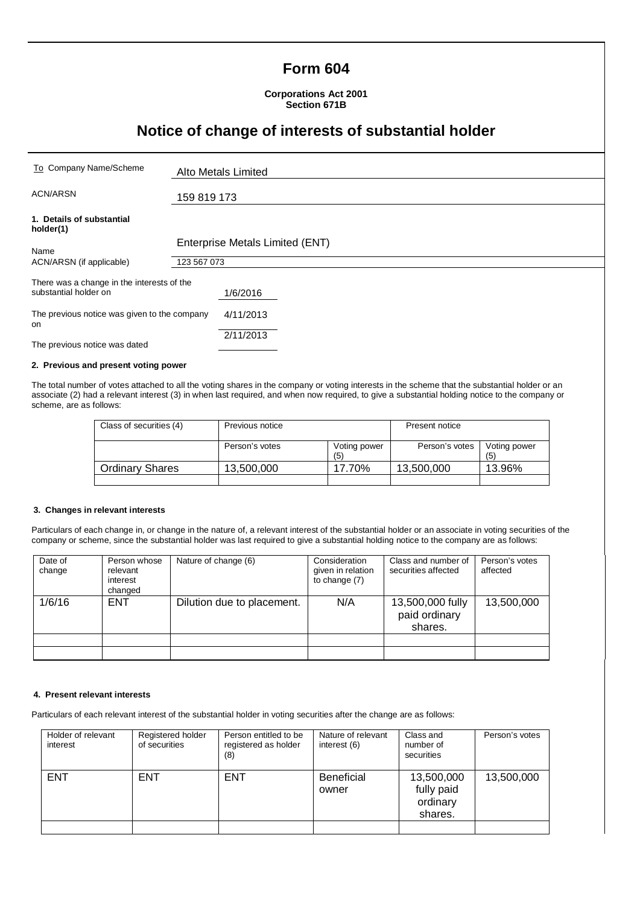# Form 604

**Corporations Act 2001**
**Section 671B**

## Notice of change of interests of substantial holder

| | |
|---|---|
| To Company Name/Scheme | Alto Metals Limited |
| ACN/ARSN | 159 819 173 |

**1. Details of substantial holder(1)**

| | |
|---|---|
| Name | Enterprise Metals Limited (ENT) |
| ACN/ARSN (if applicable) | 123 567 073 |

| | |
|---|---|
| There was a change in the interests of the substantial holder on | 1/6/2016 |
| The previous notice was given to the company on | 4/11/2013 |
| The previous notice was dated | 2/11/2013 |

**2. Previous and present voting power**

The total number of votes attached to all the voting shares in the company or voting interests in the scheme that the substantial holder or an associate (2) had a relevant interest (3) in when last required, and when now required, to give a substantial holding notice to the company or scheme, are as follows:

| Class of securities (4) | Previous notice | | Present notice | |
|---|---|---|---|---|
| | Person's votes | Voting power (5) | Person's votes | Voting power (5) |
| Ordinary Shares | 13,500,000 | 17.70% | 13,500,000 | 13.96% |
| | | | | |

**3. Changes in relevant interests**

Particulars of each change in, or change in the nature of, a relevant interest of the substantial holder or an associate in voting securities of the company or scheme, since the substantial holder was last required to give a substantial holding notice to the company are as follows:

| Date of change | Person whose relevant interest changed | Nature of change (6) | Consideration given in relation to change (7) | Class and number of securities affected | Person's votes affected |
|---|---|---|---|---|---|
| 1/6/16 | ENT | Dilution due to placement. | N/A | 13,500,000 fully paid ordinary shares. | 13,500,000 |
| | | | | | |
| | | | | | |

**4. Present relevant interests**

Particulars of each relevant interest of the substantial holder in voting securities after the change are as follows:

| Holder of relevant interest | Registered holder of securities | Person entitled to be registered as holder (8) | Nature of relevant interest (6) | Class and number of securities | Person's votes |
|---|---|---|---|---|---|
| ENT | ENT | ENT | Beneficial owner | 13,500,000 fully paid ordinary shares. | 13,500,000 |
| | | | | | |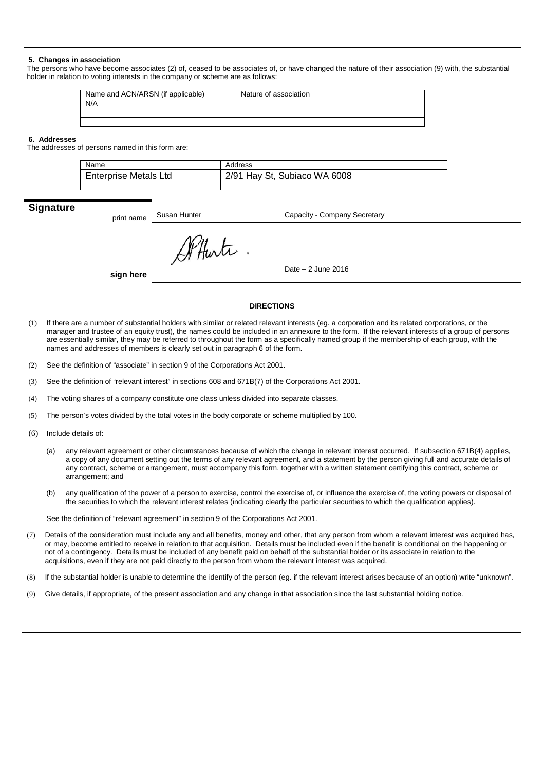### 5. Changes in association

The persons who have become associates (2) of, ceased to be associates of, or have changed the nature of their association (9) with, the substantial holder in relation to voting interests in the company or scheme are as follows:

| Name and ACN/ARSN (if applicable) | Nature of association |
|---|---|
| N/A | |
| | |
| | |

### 6. Addresses

The addresses of persons named in this form are:

| Name | Address |
|---|---|
| Enterprise Metals Ltd | 2/91 Hay St, Subiaco WA 6008 |
| | |

## Signature

print name Susan Hunter Capacity - Company Secretary

sign here Date – 2 June 2016

**DIRECTIONS**

(1) If there are a number of substantial holders with similar or related relevant interests (eg. a corporation and its related corporations, or the manager and trustee of an equity trust), the names could be included in an annexure to the form. If the relevant interests of a group of persons are essentially similar, they may be referred to throughout the form as a specifically named group if the membership of each group, with the names and addresses of members is clearly set out in paragraph 6 of the form.

(2) See the definition of "associate" in section 9 of the Corporations Act 2001.

(3) See the definition of "relevant interest" in sections 608 and 671B(7) of the Corporations Act 2001.

(4) The voting shares of a company constitute one class unless divided into separate classes.

(5) The person's votes divided by the total votes in the body corporate or scheme multiplied by 100.

(6) Include details of:

(a) any relevant agreement or other circumstances because of which the change in relevant interest occurred. If subsection 671B(4) applies, a copy of any document setting out the terms of any relevant agreement, and a statement by the person giving full and accurate details of any contract, scheme or arrangement, must accompany this form, together with a written statement certifying this contract, scheme or arrangement; and

(b) any qualification of the power of a person to exercise, control the exercise of, or influence the exercise of, the voting powers or disposal of the securities to which the relevant interest relates (indicating clearly the particular securities to which the qualification applies).

See the definition of "relevant agreement" in section 9 of the Corporations Act 2001.

(7) Details of the consideration must include any and all benefits, money and other, that any person from whom a relevant interest was acquired has, or may, become entitled to receive in relation to that acquisition. Details must be included even if the benefit is conditional on the happening or not of a contingency. Details must be included of any benefit paid on behalf of the substantial holder or its associate in relation to the acquisitions, even if they are not paid directly to the person from whom the relevant interest was acquired.

(8) If the substantial holder is unable to determine the identify of the person (eg. if the relevant interest arises because of an option) write "unknown".

(9) Give details, if appropriate, of the present association and any change in that association since the last substantial holding notice.